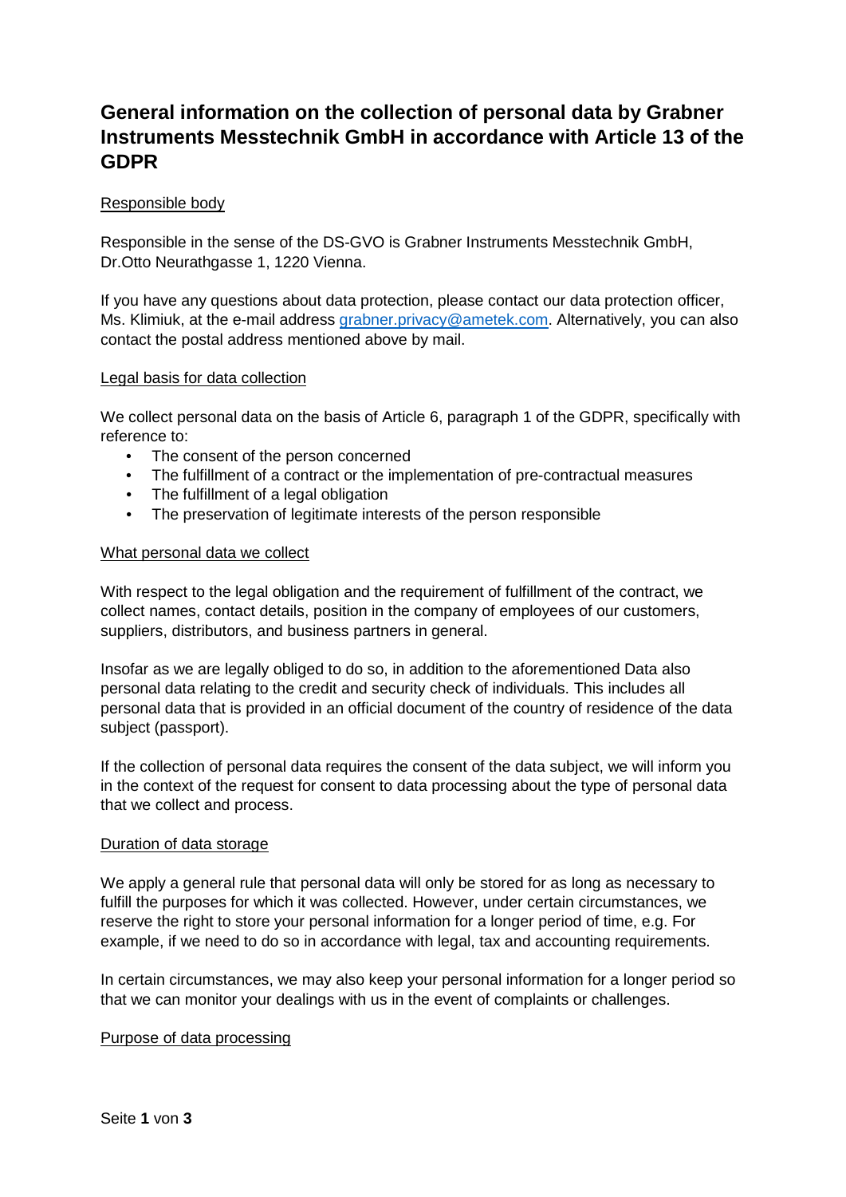# General information on the collection of personal data by Grabner Instruments Messtechnik GmbH in accordance with Article 13 of the GDPR

## Responsible body

Responsible in the sense of the DS-GVO is Grabner Instruments Messtechnik GmbH, Dr.Otto Neurathgasse 1, 1220 Vienna.

If you have any questions about data protection, please contact our data protection officer, Ms. Klimiuk, at the e-mail address grabner.privacy@ametek.com. Alternatively, you can also contact the postal address mentioned above by mail.

## Legal basis for data collection

We collect personal data on the basis of Article 6, paragraph 1 of the GDPR, specifically with reference to:

- The consent of the person concerned
- The fulfillment of a contract or the implementation of pre-contractual measures
- The fulfillment of a legal obligation
- The preservation of legitimate interests of the person responsible

## What personal data we collect

With respect to the legal obligation and the requirement of fulfillment of the contract, we collect names, contact details, position in the company of employees of our customers, suppliers, distributors, and business partners in general.

Insofar as we are legally obliged to do so, in addition to the aforementioned Data also personal data relating to the credit and security check of individuals. This includes all personal data that is provided in an official document of the country of residence of the data subject (passport).

If the collection of personal data requires the consent of the data subject, we will inform you in the context of the request for consent to data processing about the type of personal data that we collect and process.

## Duration of data storage

We apply a general rule that personal data will only be stored for as long as necessary to fulfill the purposes for which it was collected. However, under certain circumstances, we reserve the right to store your personal information for a longer period of time, e.g. For example, if we need to do so in accordance with legal, tax and accounting requirements.

In certain circumstances, we may also keep your personal information for a longer period so that we can monitor your dealings with us in the event of complaints or challenges.

## Purpose of data processing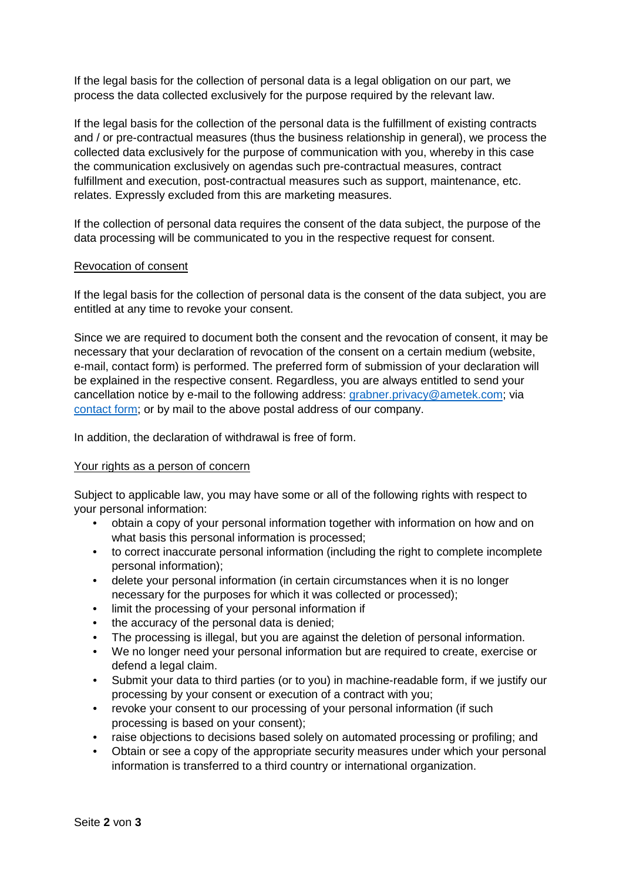If the legal basis for the collection of personal data is a legal obligation on our part, we process the data collected exclusively for the purpose required by the relevant law.

If the legal basis for the collection of the personal data is the fulfillment of existing contracts and / or pre-contractual measures (thus the business relationship in general), we process the collected data exclusively for the purpose of communication with you, whereby in this case the communication exclusively on agendas such pre-contractual measures, contract fulfillment and execution, post-contractual measures such as support, maintenance, etc. relates. Expressly excluded from this are marketing measures.

If the collection of personal data requires the consent of the data subject, the purpose of the data processing will be communicated to you in the respective request for consent.

Revocation of consent

If the legal basis for the collection of personal data is the consent of the data subject, you are entitled at any time to revoke your consent.

Since we are required to document both the consent and the revocation of consent, it may be necessary that your declaration of revocation of the consent on a certain medium (website, e-mail, contact form) is performed. The preferred form of submission of your declaration will be explained in the respective consent. Regardless, you are always entitled to send your cancellation notice by e-mail to the following address: grabner.privacy@ametek.com; via contact form; or by mail to the above postal address of our company.

In addition, the declaration of withdrawal is free of form.

Your rights as a person of concern

Subject to applicable law, you may have some or all of the following rights with respect to your personal information:

- obtain a copy of your personal information together with information on how and on what basis this personal information is processed;
- to correct inaccurate personal information (including the right to complete incomplete personal information);
- delete your personal information (in certain circumstances when it is no longer necessary for the purposes for which it was collected or processed);
- limit the processing of your personal information if
- the accuracy of the personal data is denied;
- The processing is illegal, but you are against the deletion of personal information.
- We no longer need your personal information but are required to create, exercise or defend a legal claim.
- Submit your data to third parties (or to you) in machine-readable form, if we justify our processing by your consent or execution of a contract with you;
- revoke your consent to our processing of your personal information (if such processing is based on your consent);
- raise objections to decisions based solely on automated processing or profiling; and
- Obtain or see a copy of the appropriate security measures under which your personal information is transferred to a third country or international organization.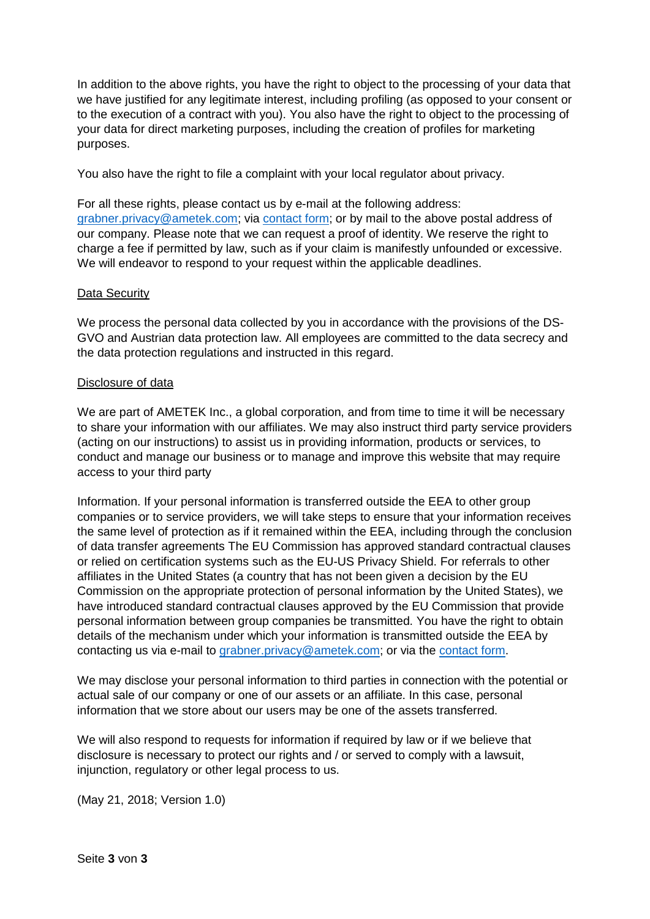In addition to the above rights, you have the right to object to the processing of your data that we have justified for any legitimate interest, including profiling (as opposed to your consent or to the execution of a contract with you). You also have the right to object to the processing of your data for direct marketing purposes, including the creation of profiles for marketing purposes.

You also have the right to file a complaint with your local regulator about privacy.

For all these rights, please contact us by e-mail at the following address: grabner.privacy@ametek.com; via contact form; or by mail to the above postal address of our company. Please note that we can request a proof of identity. We reserve the right to charge a fee if permitted by law, such as if your claim is manifestly unfounded or excessive. We will endeavor to respond to your request within the applicable deadlines.

Data Security

We process the personal data collected by you in accordance with the provisions of the DS-GVO and Austrian data protection law. All employees are committed to the data secrecy and the data protection regulations and instructed in this regard.

Disclosure of data

We are part of AMETEK Inc., a global corporation, and from time to time it will be necessary to share your information with our affiliates. We may also instruct third party service providers (acting on our instructions) to assist us in providing information, products or services, to conduct and manage our business or to manage and improve this website that may require access to your third party

Information. If your personal information is transferred outside the EEA to other group companies or to service providers, we will take steps to ensure that your information receives the same level of protection as if it remained within the EEA, including through the conclusion of data transfer agreements The EU Commission has approved standard contractual clauses or relied on certification systems such as the EU-US Privacy Shield. For referrals to other affiliates in the United States (a country that has not been given a decision by the EU Commission on the appropriate protection of personal information by the United States), we have introduced standard contractual clauses approved by the EU Commission that provide personal information between group companies be transmitted. You have the right to obtain details of the mechanism under which your information is transmitted outside the EEA by contacting us via e-mail to grabner.privacy@ametek.com; or via the contact form.

We may disclose your personal information to third parties in connection with the potential or actual sale of our company or one of our assets or an affiliate. In this case, personal information that we store about our users may be one of the assets transferred.

We will also respond to requests for information if required by law or if we believe that disclosure is necessary to protect our rights and / or served to comply with a lawsuit, injunction, regulatory or other legal process to us.

(May 21, 2018; Version 1.0)